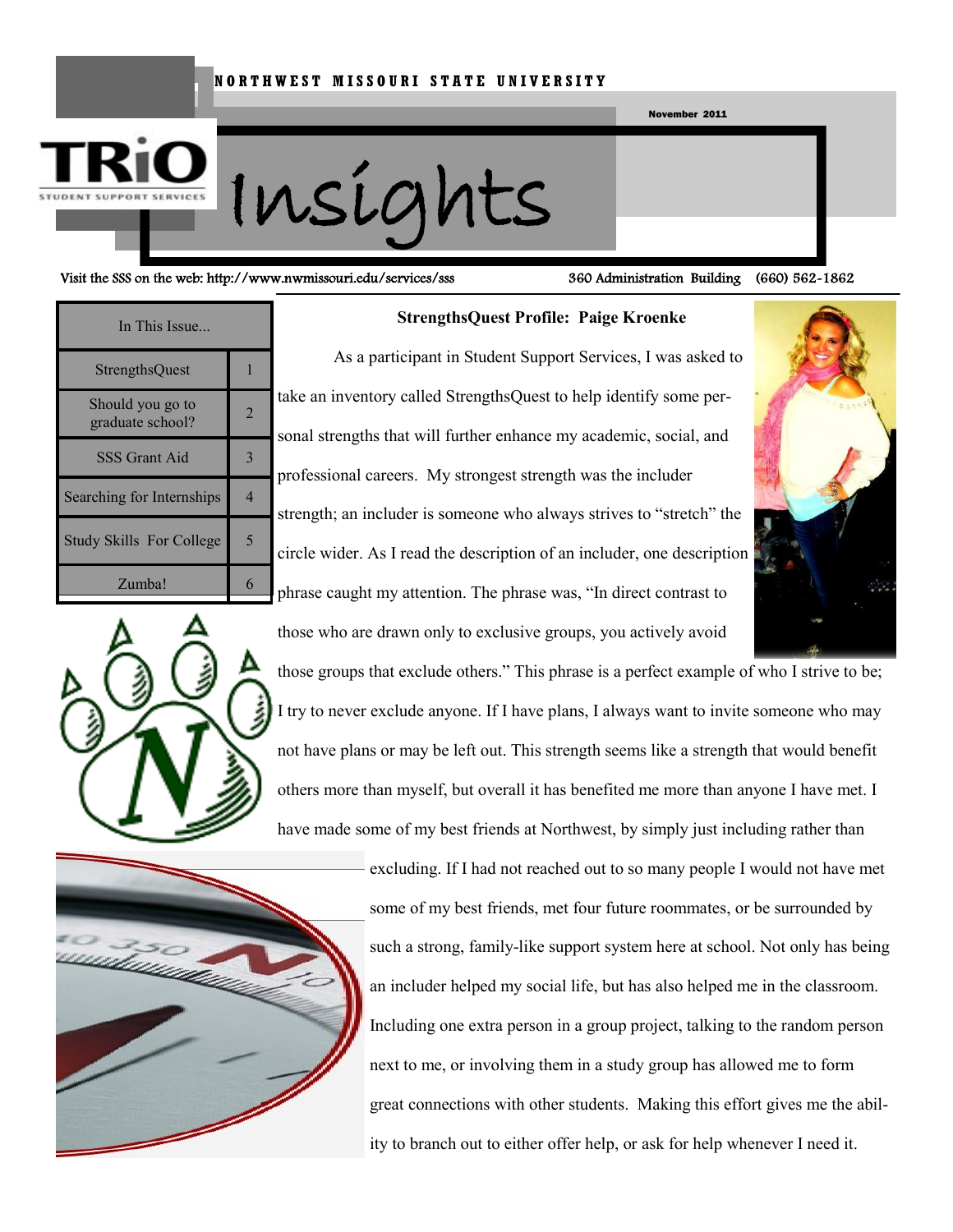NORTHWEST MISSOURI STATE UNIVERSITY

November 2011

# TRiO Student Support Services Insights

Visit the SSS on the web: http://www.nwmissouri.edu/services/sss 360 Administration Building (660) 562-1862

| In This Issue... | |
|---|---|
| StrengthsQuest | 1 |
| Should you go to graduate school? | 2 |
| SSS Grant Aid | 3 |
| Searching for Internships | 4 |
| Study Skills For College | 5 |
| Zumba! | 6 |

## StrengthsQuest Profile: Paige Kroenke

As a participant in Student Support Services, I was asked to take an inventory called StrengthsQuest to help identify some personal strengths that will further enhance my academic, social, and professional careers. My strongest strength was the includer strength; an includer is someone who always strives to "stretch" the circle wider. As I read the description of an includer, one description phrase caught my attention. The phrase was, "In direct contrast to those who are drawn only to exclusive groups, you actively avoid those groups that exclude others." This phrase is a perfect example of who I strive to be; I try to never exclude anyone. If I have plans, I always want to invite someone who may not have plans or may be left out. This strength seems like a strength that would benefit others more than myself, but overall it has benefited me more than anyone I have met. I have made some of my best friends at Northwest, by simply just including rather than excluding. If I had not reached out to so many people I would not have met some of my best friends, met four future roommates, or be surrounded by such a strong, family-like support system here at school. Not only has being an includer helped my social life, but has also helped me in the classroom. Including one extra person in a group project, talking to the random person next to me, or involving them in a study group has allowed me to form great connections with other students. Making this effort gives me the ability to branch out to either offer help, or ask for help whenever I need it.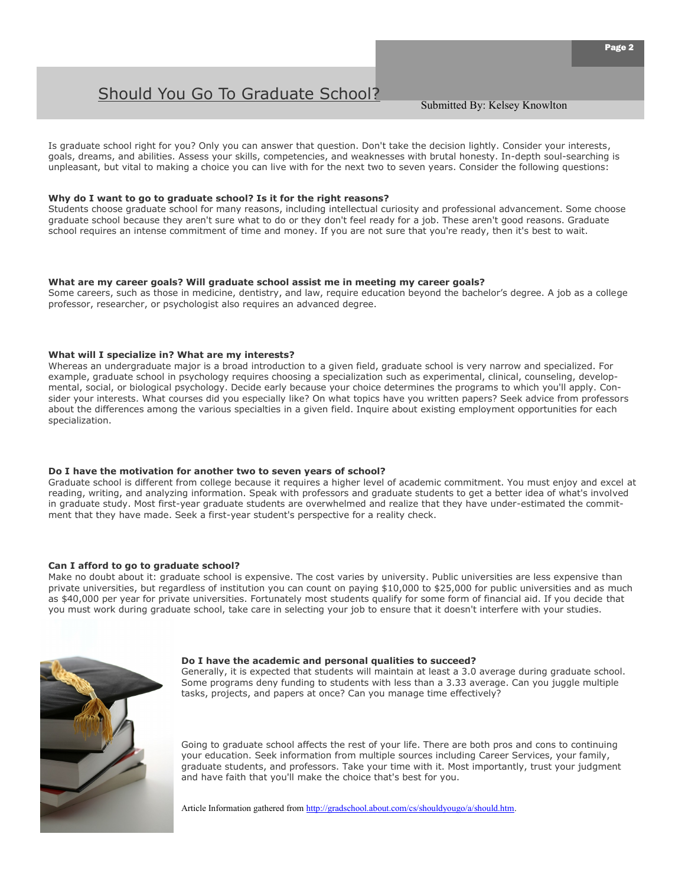# Should You Go To Graduate School?

Submitted By: Kelsey Knowlton

Is graduate school right for you? Only you can answer that question. Don't take the decision lightly. Consider your interests, goals, dreams, and abilities. Assess your skills, competencies, and weaknesses with brutal honesty. In-depth soul-searching is unpleasant, but vital to making a choice you can live with for the next two to seven years. Consider the following questions:

**Why do I want to go to graduate school? Is it for the right reasons?**
Students choose graduate school for many reasons, including intellectual curiosity and professional advancement. Some choose graduate school because they aren't sure what to do or they don't feel ready for a job. These aren't good reasons. Graduate school requires an intense commitment of time and money. If you are not sure that you're ready, then it's best to wait.

**What are my career goals? Will graduate school assist me in meeting my career goals?**
Some careers, such as those in medicine, dentistry, and law, require education beyond the bachelor's degree. A job as a college professor, researcher, or psychologist also requires an advanced degree.

**What will I specialize in? What are my interests?**
Whereas an undergraduate major is a broad introduction to a given field, graduate school is very narrow and specialized. For example, graduate school in psychology requires choosing a specialization such as experimental, clinical, counseling, developmental, social, or biological psychology. Decide early because your choice determines the programs to which you'll apply. Consider your interests. What courses did you especially like? On what topics have you written papers? Seek advice from professors about the differences among the various specialties in a given field. Inquire about existing employment opportunities for each specialization.

**Do I have the motivation for another two to seven years of school?**
Graduate school is different from college because it requires a higher level of academic commitment. You must enjoy and excel at reading, writing, and analyzing information. Speak with professors and graduate students to get a better idea of what's involved in graduate study. Most first-year graduate students are overwhelmed and realize that they have under-estimated the commitment that they have made. Seek a first-year student's perspective for a reality check.

**Can I afford to go to graduate school?**
Make no doubt about it: graduate school is expensive. The cost varies by university. Public universities are less expensive than private universities, but regardless of institution you can count on paying $10,000 to $25,000 for public universities and as much as $40,000 per year for private universities. Fortunately most students qualify for some form of financial aid. If you decide that you must work during graduate school, take care in selecting your job to ensure that it doesn't interfere with your studies.

**Do I have the academic and personal qualities to succeed?**
Generally, it is expected that students will maintain at least a 3.0 average during graduate school. Some programs deny funding to students with less than a 3.33 average. Can you juggle multiple tasks, projects, and papers at once? Can you manage time effectively?

Going to graduate school affects the rest of your life. There are both pros and cons to continuing your education. Seek information from multiple sources including Career Services, your family, graduate students, and professors. Take your time with it. Most importantly, trust your judgment and have faith that you'll make the choice that's best for you.

Article Information gathered from http://gradschool.about.com/cs/shouldyougo/a/should.htm.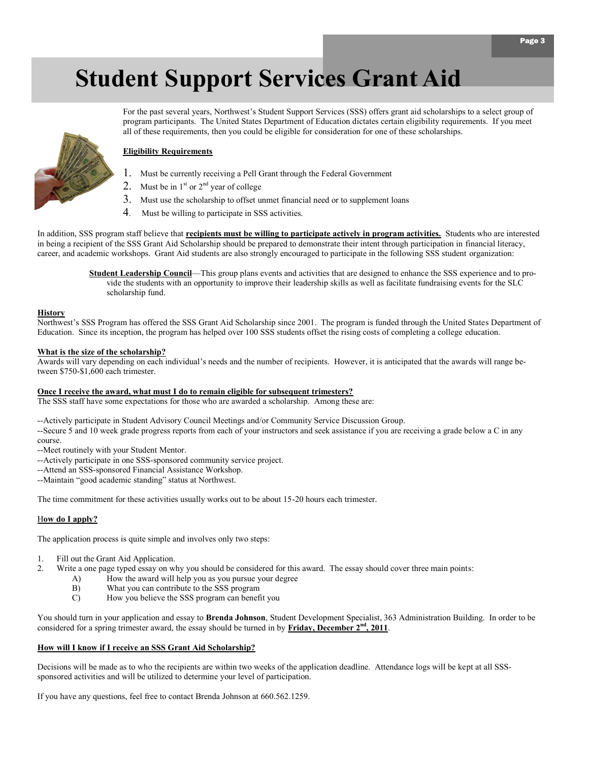# Student Support Services Grant Aid

For the past several years, Northwest's Student Support Services (SSS) offers grant aid scholarships to a select group of program participants. The United States Department of Education dictates certain eligibility requirements. If you meet all of these requirements, then you could be eligible for consideration for one of these scholarships.

**Eligibility Requirements**

1. Must be currently receiving a Pell Grant through the Federal Government
2. Must be in 1st or 2nd year of college
3. Must use the scholarship to offset unmet financial need or to supplement loans
4. Must be willing to participate in SSS activities.

In addition, SSS program staff believe that **recipients must be willing to participate actively in program activities.** Students who are interested in being a recipient of the SSS Grant Aid Scholarship should be prepared to demonstrate their intent through participation in financial literacy, career, and academic workshops. Grant Aid students are also strongly encouraged to participate in the following SSS student organization:

> **Student Leadership Council**—This group plans events and activities that are designed to enhance the SSS experience and to provide the students with an opportunity to improve their leadership skills as well as facilitate fundraising events for the SLC scholarship fund.

**History**

Northwest's SSS Program has offered the SSS Grant Aid Scholarship since 2001. The program is funded through the United States Department of Education. Since its inception, the program has helped over 100 SSS students offset the rising costs of completing a college education.

**What is the size of the scholarship?**

Awards will vary depending on each individual's needs and the number of recipients. However, it is anticipated that the awards will range between $750-$1,600 each trimester.

**Once I receive the award, what must I do to remain eligible for subsequent trimesters?**

The SSS staff have some expectations for those who are awarded a scholarship. Among these are:

--Actively participate in Student Advisory Council Meetings and/or Community Service Discussion Group.
--Secure 5 and 10 week grade progress reports from each of your instructors and seek assistance if you are receiving a grade below a C in any course.
--Meet routinely with your Student Mentor.
--Actively participate in one SSS-sponsored community service project.
--Attend an SSS-sponsored Financial Assistance Workshop.
--Maintain "good academic standing" status at Northwest.

The time commitment for these activities usually works out to be about 15-20 hours each trimester.

**How do I apply?**

The application process is quite simple and involves only two steps:

1. Fill out the Grant Aid Application.
2. Write a one page typed essay on why you should be considered for this award. The essay should cover three main points:
   - A) How the award will help you as you pursue your degree
   - B) What you can contribute to the SSS program
   - C) How you believe the SSS program can benefit you

You should turn in your application and essay to **Brenda Johnson**, Student Development Specialist, 363 Administration Building. In order to be considered for a spring trimester award, the essay should be turned in by **Friday, December 2nd, 2011**.

**How will I know if I receive an SSS Grant Aid Scholarship?**

Decisions will be made as to who the recipients are within two weeks of the application deadline. Attendance logs will be kept at all SSS-sponsored activities and will be utilized to determine your level of participation.

If you have any questions, feel free to contact Brenda Johnson at 660.562.1259.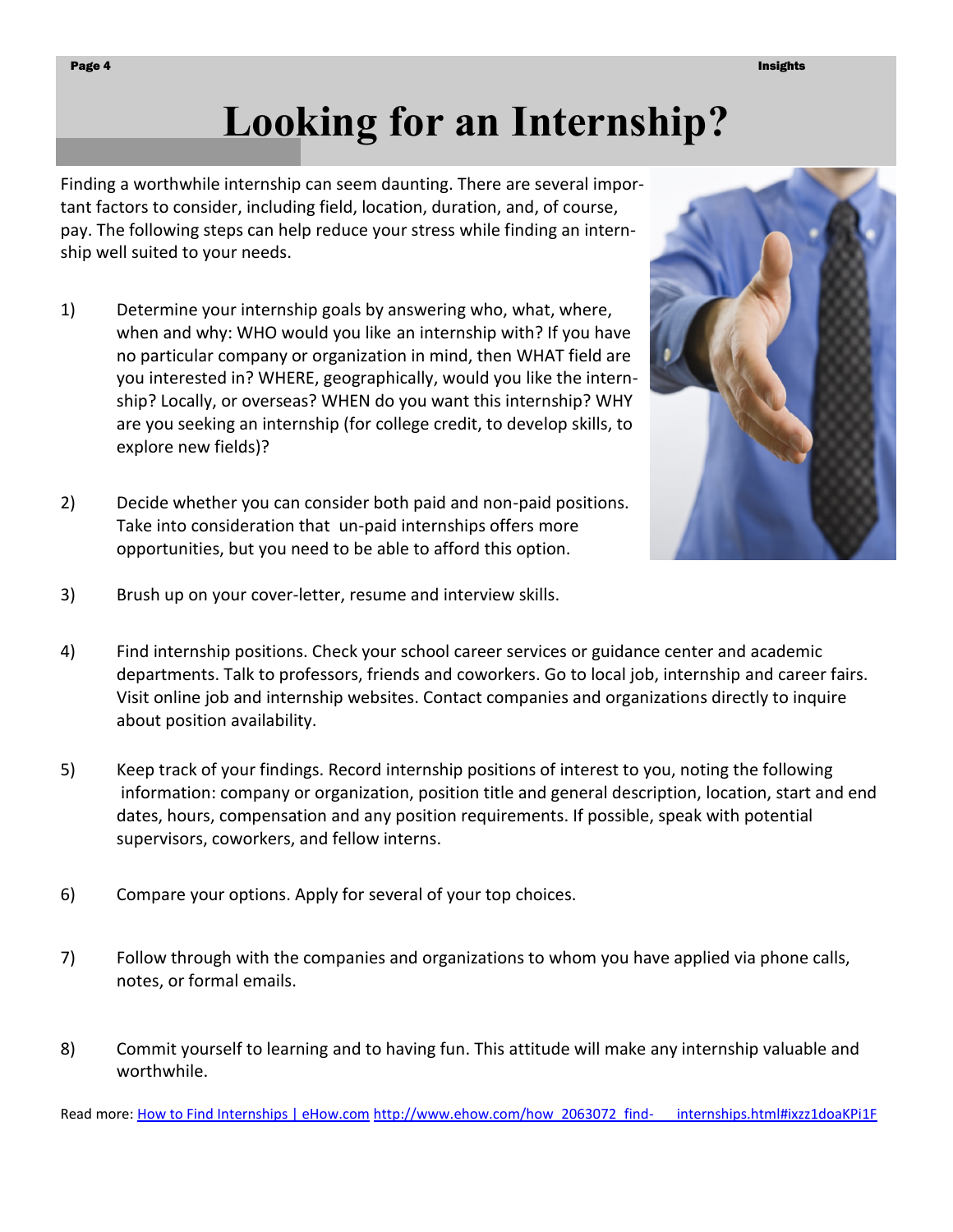# Looking for an Internship?

Finding a worthwhile internship can seem daunting. There are several important factors to consider, including field, location, duration, and, of course, pay. The following steps can help reduce your stress while finding an internship well suited to your needs.

1) Determine your internship goals by answering who, what, where, when and why: WHO would you like an internship with? If you have no particular company or organization in mind, then WHAT field are you interested in? WHERE, geographically, would you like the internship? Locally, or overseas? WHEN do you want this internship? WHY are you seeking an internship (for college credit, to develop skills, to explore new fields)?

2) Decide whether you can consider both paid and non-paid positions. Take into consideration that un-paid internships offers more opportunities, but you need to be able to afford this option.

3) Brush up on your cover-letter, resume and interview skills.

4) Find internship positions. Check your school career services or guidance center and academic departments. Talk to professors, friends and coworkers. Go to local job, internship and career fairs. Visit online job and internship websites. Contact companies and organizations directly to inquire about position availability.

5) Keep track of your findings. Record internship positions of interest to you, noting the following information: company or organization, position title and general description, location, start and end dates, hours, compensation and any position requirements. If possible, speak with potential supervisors, coworkers, and fellow interns.

6) Compare your options. Apply for several of your top choices.

7) Follow through with the companies and organizations to whom you have applied via phone calls, notes, or formal emails.

8) Commit yourself to learning and to having fun. This attitude will make any internship valuable and worthwhile.

Read more: [How to Find Internships | eHow.com](http://www.ehow.com/how_2063072_find-internships.html#ixzz1doaKPi1F) http://www.ehow.com/how_2063072_find- internships.html#ixzz1doaKPi1F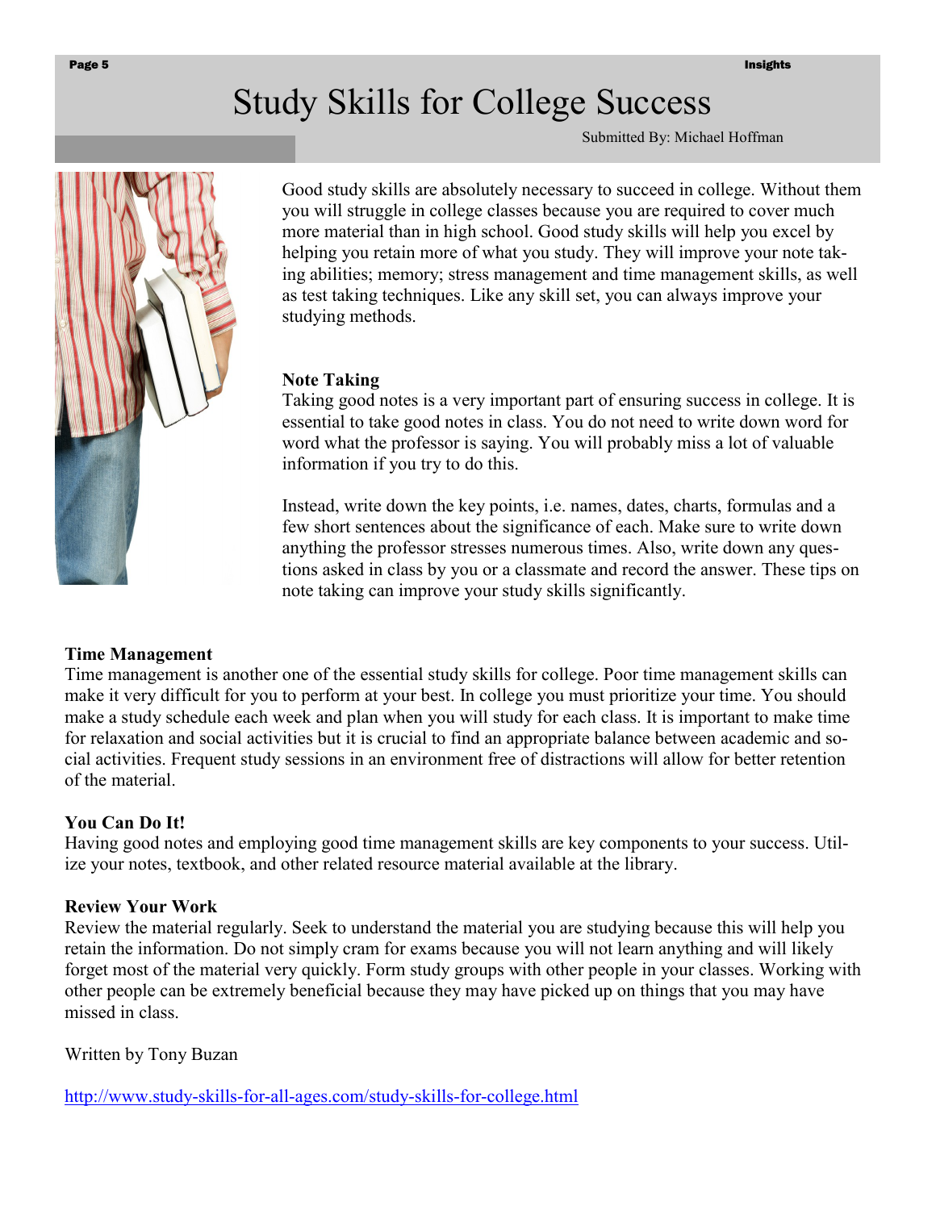# Study Skills for College Success

Submitted By: Michael Hoffman

Good study skills are absolutely necessary to succeed in college. Without them you will struggle in college classes because you are required to cover much more material than in high school. Good study skills will help you excel by helping you retain more of what you study. They will improve your note taking abilities; memory; stress management and time management skills, as well as test taking techniques. Like any skill set, you can always improve your studying methods.

**Note Taking**

Taking good notes is a very important part of ensuring success in college. It is essential to take good notes in class. You do not need to write down word for word what the professor is saying. You will probably miss a lot of valuable information if you try to do this.

Instead, write down the key points, i.e. names, dates, charts, formulas and a few short sentences about the significance of each. Make sure to write down anything the professor stresses numerous times. Also, write down any questions asked in class by you or a classmate and record the answer. These tips on note taking can improve your study skills significantly.

**Time Management**

Time management is another one of the essential study skills for college. Poor time management skills can make it very difficult for you to perform at your best. In college you must prioritize your time. You should make a study schedule each week and plan when you will study for each class. It is important to make time for relaxation and social activities but it is crucial to find an appropriate balance between academic and social activities. Frequent study sessions in an environment free of distractions will allow for better retention of the material.

**You Can Do It!**

Having good notes and employing good time management skills are key components to your success. Utilize your notes, textbook, and other related resource material available at the library.

**Review Your Work**

Review the material regularly. Seek to understand the material you are studying because this will help you retain the information. Do not simply cram for exams because you will not learn anything and will likely forget most of the material very quickly. Form study groups with other people in your classes. Working with other people can be extremely beneficial because they may have picked up on things that you may have missed in class.

Written by Tony Buzan

http://www.study-skills-for-all-ages.com/study-skills-for-college.html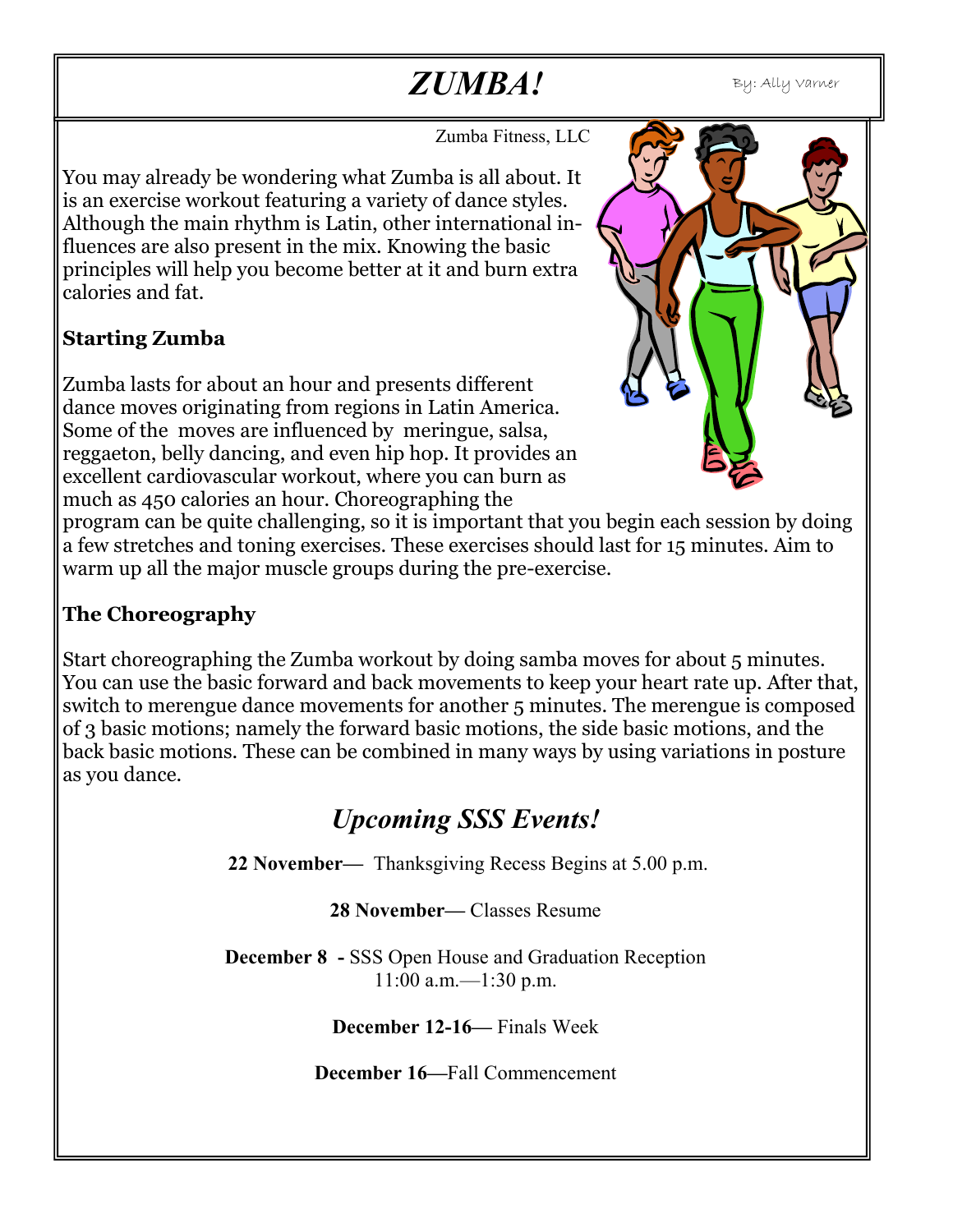# *ZUMBA!*

By: Ally Varner

Zumba Fitness, LLC

You may already be wondering what Zumba is all about. It is an exercise workout featuring a variety of dance styles. Although the main rhythm is Latin, other international influences are also present in the mix. Knowing the basic principles will help you become better at it and burn extra calories and fat.

**Starting Zumba**

Zumba lasts for about an hour and presents different dance moves originating from regions in Latin America. Some of the moves are influenced by meringue, salsa, reggaeton, belly dancing, and even hip hop. It provides an excellent cardiovascular workout, where you can burn as much as 450 calories an hour. Choreographing the program can be quite challenging, so it is important that you begin each session by doing a few stretches and toning exercises. These exercises should last for 15 minutes. Aim to warm up all the major muscle groups during the pre-exercise.

**The Choreography**

Start choreographing the Zumba workout by doing samba moves for about 5 minutes. You can use the basic forward and back movements to keep your heart rate up. After that, switch to merengue dance movements for another 5 minutes. The merengue is composed of 3 basic motions; namely the forward basic motions, the side basic motions, and the back basic motions. These can be combined in many ways by using variations in posture as you dance.

## *Upcoming SSS Events!*

**22 November—** Thanksgiving Recess Begins at 5.00 p.m.

**28 November—** Classes Resume

**December 8 -** SSS Open House and Graduation Reception 11:00 a.m.—1:30 p.m.

**December 12-16—** Finals Week

**December 16—**Fall Commencement